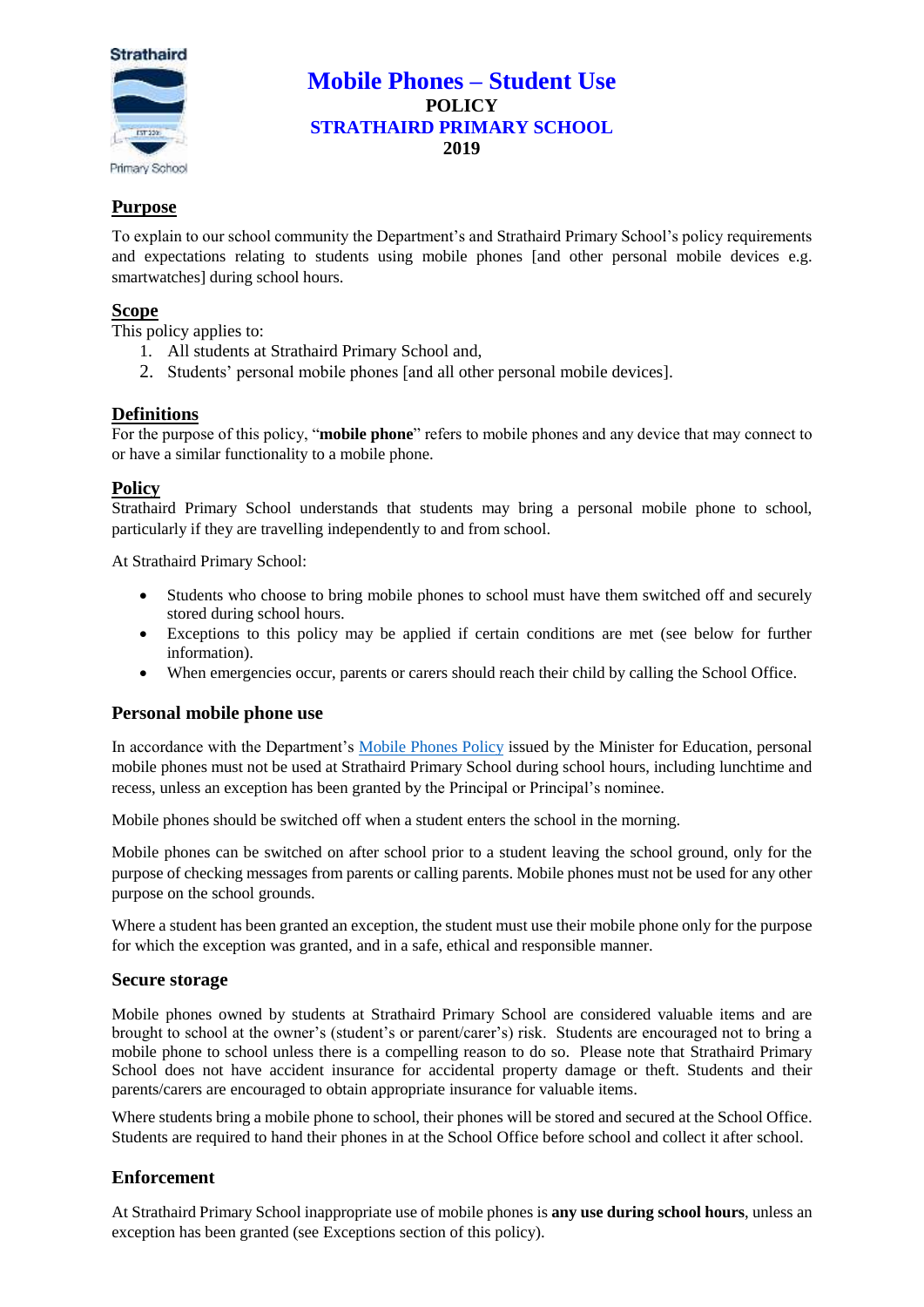# Mobile Phones – Student Use

**POLICY**

**STRATHAIRD PRIMARY SCHOOL**

**2019**

## Purpose

To explain to our school community the Department's and Strathaird Primary School's policy requirements and expectations relating to students using mobile phones [and other personal mobile devices e.g. smartwatches] during school hours.

## Scope

This policy applies to:

1. All students at Strathaird Primary School and,
2. Students' personal mobile phones [and all other personal mobile devices].

## Definitions

For the purpose of this policy, "**mobile phone**" refers to mobile phones and any device that may connect to or have a similar functionality to a mobile phone.

## Policy

Strathaird Primary School understands that students may bring a personal mobile phone to school, particularly if they are travelling independently to and from school.

At Strathaird Primary School:

- Students who choose to bring mobile phones to school must have them switched off and securely stored during school hours.
- Exceptions to this policy may be applied if certain conditions are met (see below for further information).
- When emergencies occur, parents or carers should reach their child by calling the School Office.

### Personal mobile phone use

In accordance with the Department's Mobile Phones Policy issued by the Minister for Education, personal mobile phones must not be used at Strathaird Primary School during school hours, including lunchtime and recess, unless an exception has been granted by the Principal or Principal's nominee.

Mobile phones should be switched off when a student enters the school in the morning.

Mobile phones can be switched on after school prior to a student leaving the school ground, only for the purpose of checking messages from parents or calling parents. Mobile phones must not be used for any other purpose on the school grounds.

Where a student has been granted an exception, the student must use their mobile phone only for the purpose for which the exception was granted, and in a safe, ethical and responsible manner.

### Secure storage

Mobile phones owned by students at Strathaird Primary School are considered valuable items and are brought to school at the owner's (student's or parent/carer's) risk. Students are encouraged not to bring a mobile phone to school unless there is a compelling reason to do so. Please note that Strathaird Primary School does not have accident insurance for accidental property damage or theft. Students and their parents/carers are encouraged to obtain appropriate insurance for valuable items.

Where students bring a mobile phone to school, their phones will be stored and secured at the School Office. Students are required to hand their phones in at the School Office before school and collect it after school.

### Enforcement

At Strathaird Primary School inappropriate use of mobile phones is **any use during school hours**, unless an exception has been granted (see Exceptions section of this policy).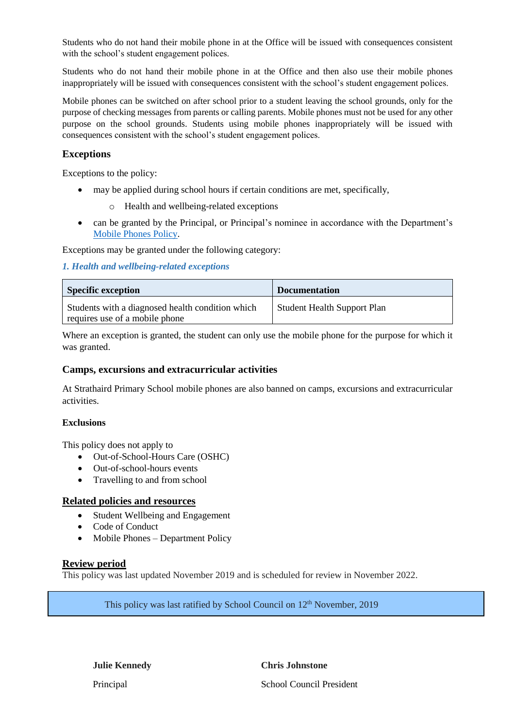Students who do not hand their mobile phone in at the Office will be issued with consequences consistent with the school's student engagement polices.

Students who do not hand their mobile phone in at the Office and then also use their mobile phones inappropriately will be issued with consequences consistent with the school's student engagement polices.

Mobile phones can be switched on after school prior to a student leaving the school grounds, only for the purpose of checking messages from parents or calling parents. Mobile phones must not be used for any other purpose on the school grounds. Students using mobile phones inappropriately will be issued with consequences consistent with the school's student engagement polices.

## Exceptions

Exceptions to the policy:

- may be applied during school hours if certain conditions are met, specifically,
  - Health and wellbeing-related exceptions
- can be granted by the Principal, or Principal's nominee in accordance with the Department's [Mobile Phones Policy](#).

Exceptions may be granted under the following category:

***1. Health and wellbeing-related exceptions***

| Specific exception | Documentation |
|---|---|
| Students with a diagnosed health condition which requires use of a mobile phone | Student Health Support Plan |

Where an exception is granted, the student can only use the mobile phone for the purpose for which it was granted.

## Camps, excursions and extracurricular activities

At Strathaird Primary School mobile phones are also banned on camps, excursions and extracurricular activities.

### Exclusions

This policy does not apply to

- Out-of-School-Hours Care (OSHC)
- Out-of-school-hours events
- Travelling to and from school

## Related policies and resources

- Student Wellbeing and Engagement
- Code of Conduct
- Mobile Phones – Department Policy

## Review period

This policy was last updated November 2019 and is scheduled for review in November 2022.

This policy was last ratified by School Council on 12th November, 2019

**Julie Kennedy**
Principal

**Chris Johnstone**
School Council President